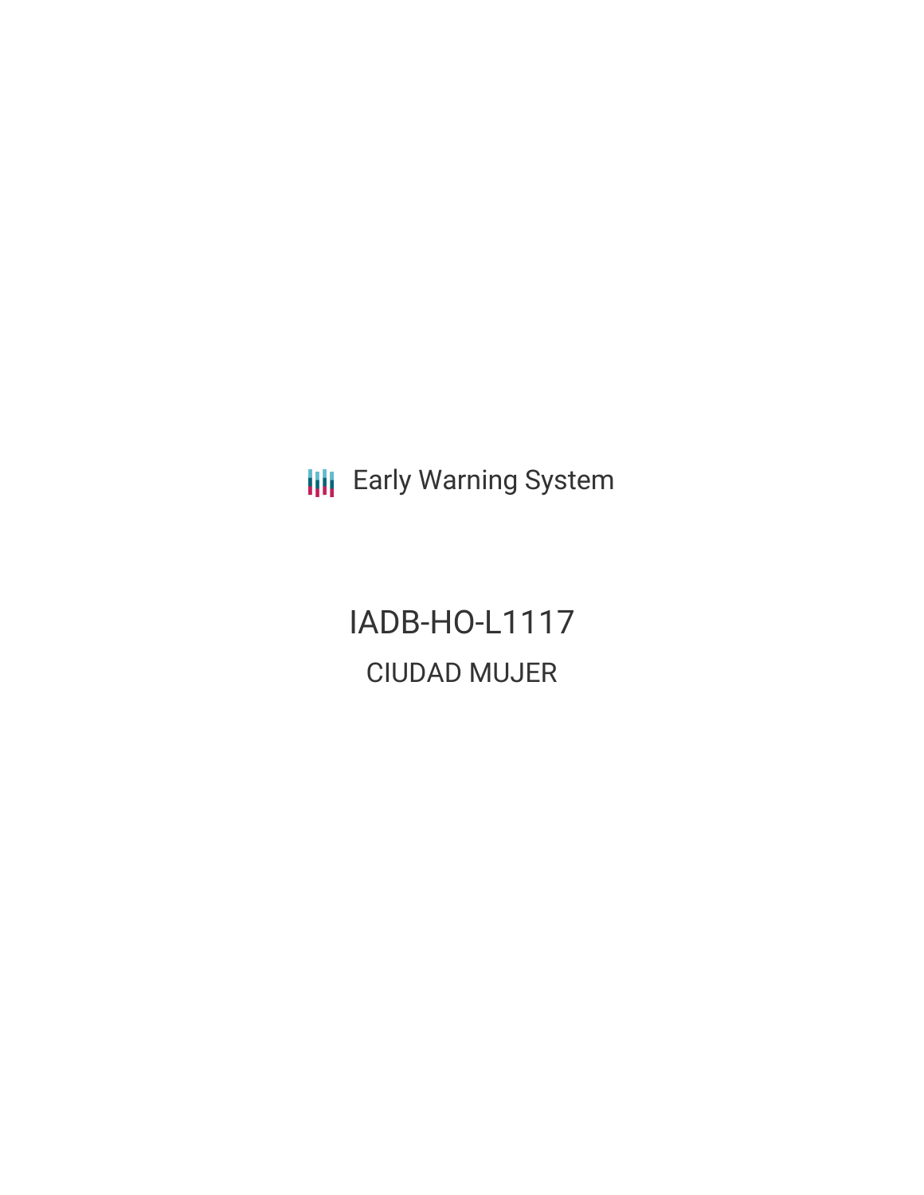Early Warning System

# IADB-HO-L1117

## CIUDAD MUJER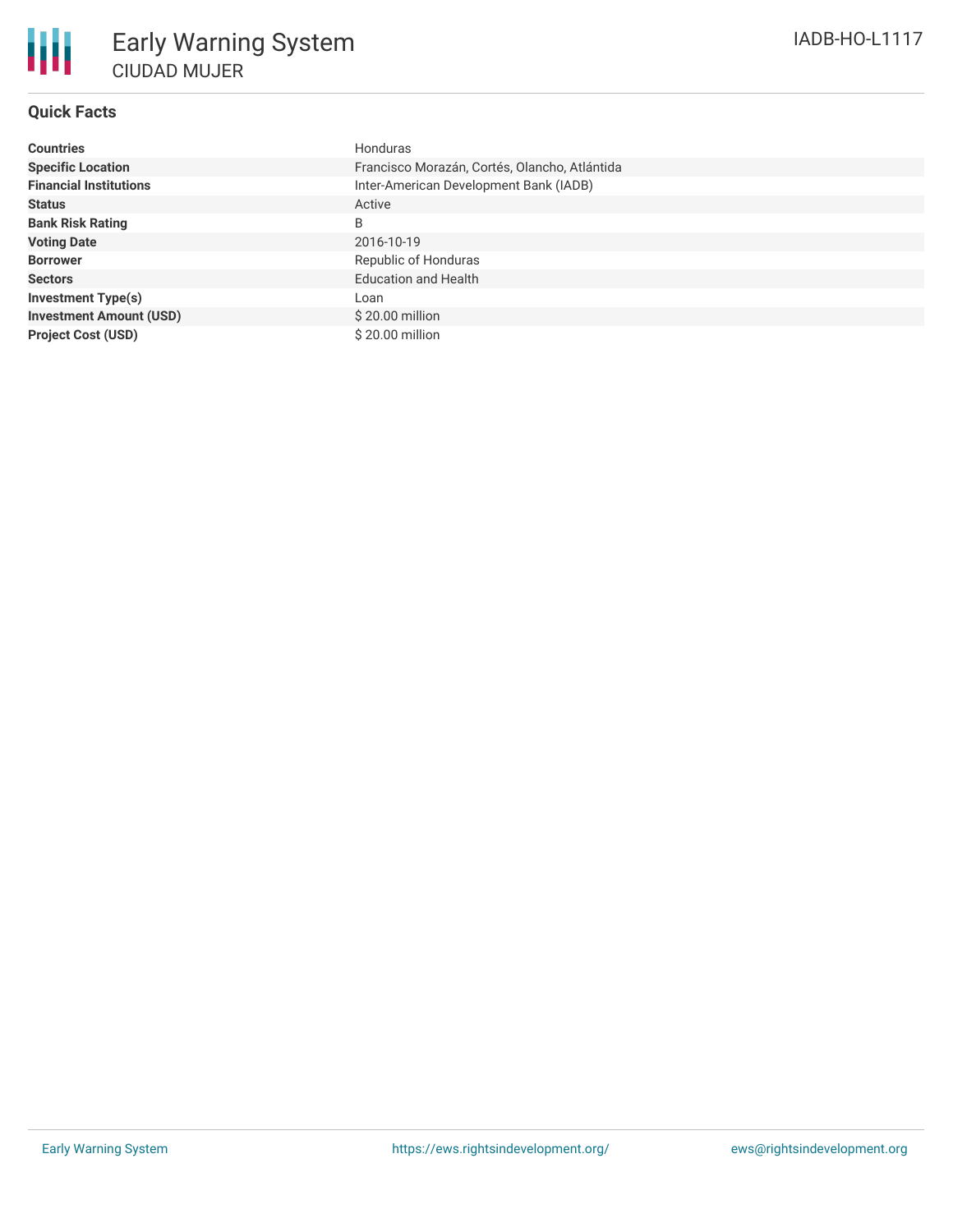# Early Warning System

## CIUDAD MUJER

IADB-HO-L1117

### Quick Facts

| | |
|---|---|
| **Countries** | Honduras |
| **Specific Location** | Francisco Morazán, Cortés, Olancho, Atlántida |
| **Financial Institutions** | Inter-American Development Bank (IADB) |
| **Status** | Active |
| **Bank Risk Rating** | B |
| **Voting Date** | 2016-10-19 |
| **Borrower** | Republic of Honduras |
| **Sectors** | Education and Health |
| **Investment Type(s)** | Loan |
| **Investment Amount (USD)** | $ 20.00 million |
| **Project Cost (USD)** | $ 20.00 million |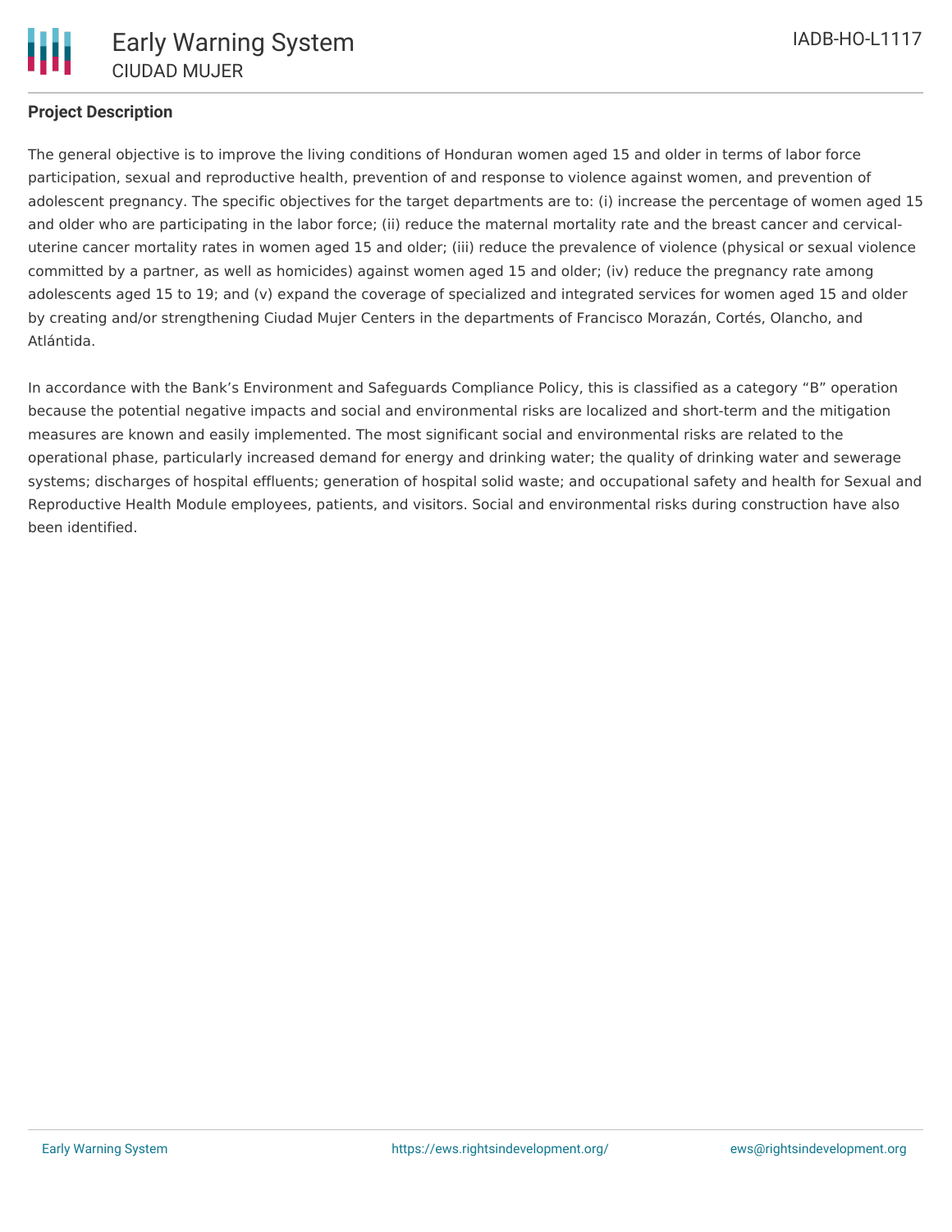## Project Description

The general objective is to improve the living conditions of Honduran women aged 15 and older in terms of labor force participation, sexual and reproductive health, prevention of and response to violence against women, and prevention of adolescent pregnancy. The specific objectives for the target departments are to: (i) increase the percentage of women aged 15 and older who are participating in the labor force; (ii) reduce the maternal mortality rate and the breast cancer and cervical-uterine cancer mortality rates in women aged 15 and older; (iii) reduce the prevalence of violence (physical or sexual violence committed by a partner, as well as homicides) against women aged 15 and older; (iv) reduce the pregnancy rate among adolescents aged 15 to 19; and (v) expand the coverage of specialized and integrated services for women aged 15 and older by creating and/or strengthening Ciudad Mujer Centers in the departments of Francisco Morazán, Cortés, Olancho, and Atlántida.

In accordance with the Bank's Environment and Safeguards Compliance Policy, this is classified as a category "B" operation because the potential negative impacts and social and environmental risks are localized and short-term and the mitigation measures are known and easily implemented. The most significant social and environmental risks are related to the operational phase, particularly increased demand for energy and drinking water; the quality of drinking water and sewerage systems; discharges of hospital effluents; generation of hospital solid waste; and occupational safety and health for Sexual and Reproductive Health Module employees, patients, and visitors. Social and environmental risks during construction have also been identified.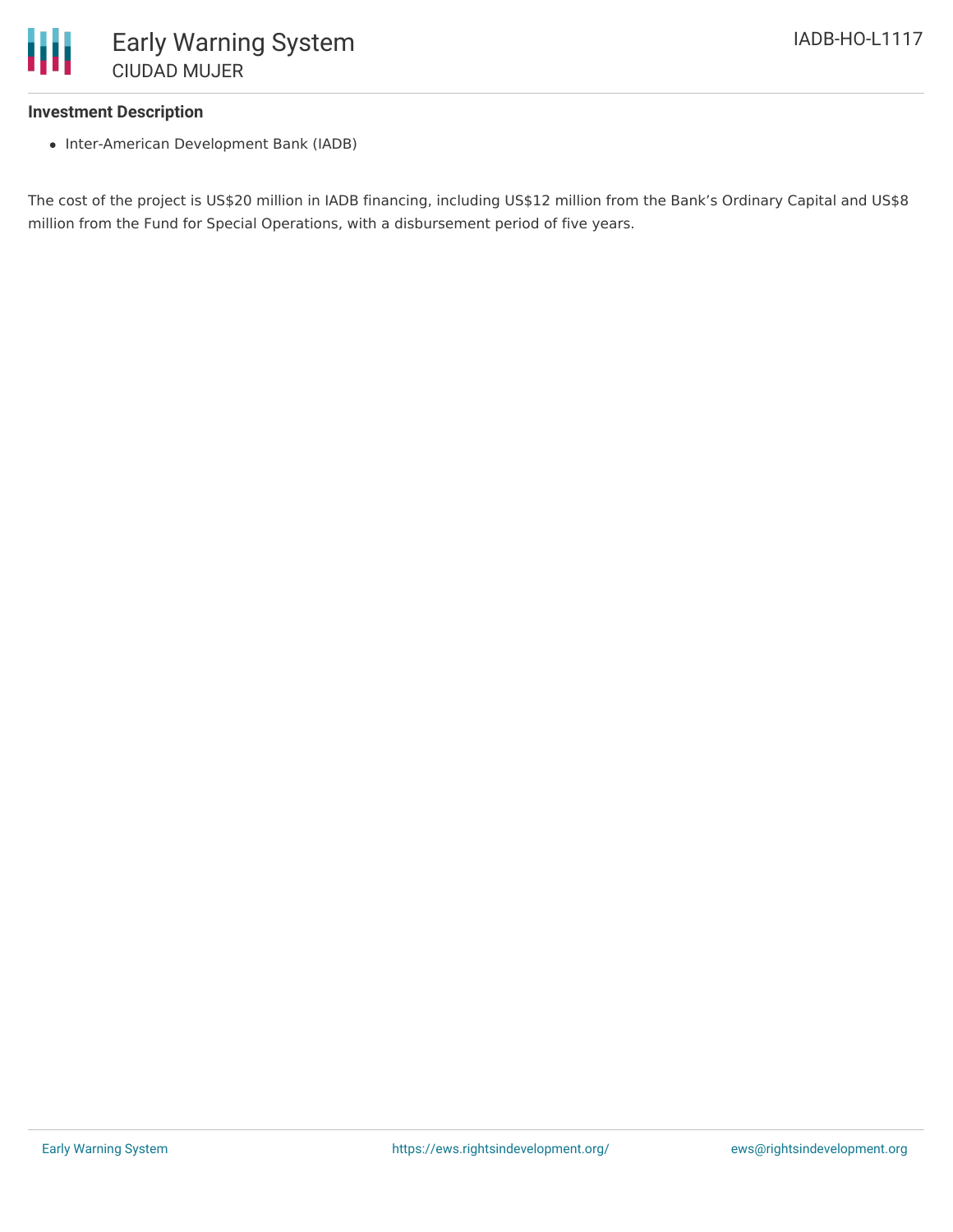**Investment Description**

- Inter-American Development Bank (IADB)

The cost of the project is US$20 million in IADB financing, including US$12 million from the Bank's Ordinary Capital and US$8 million from the Fund for Special Operations, with a disbursement period of five years.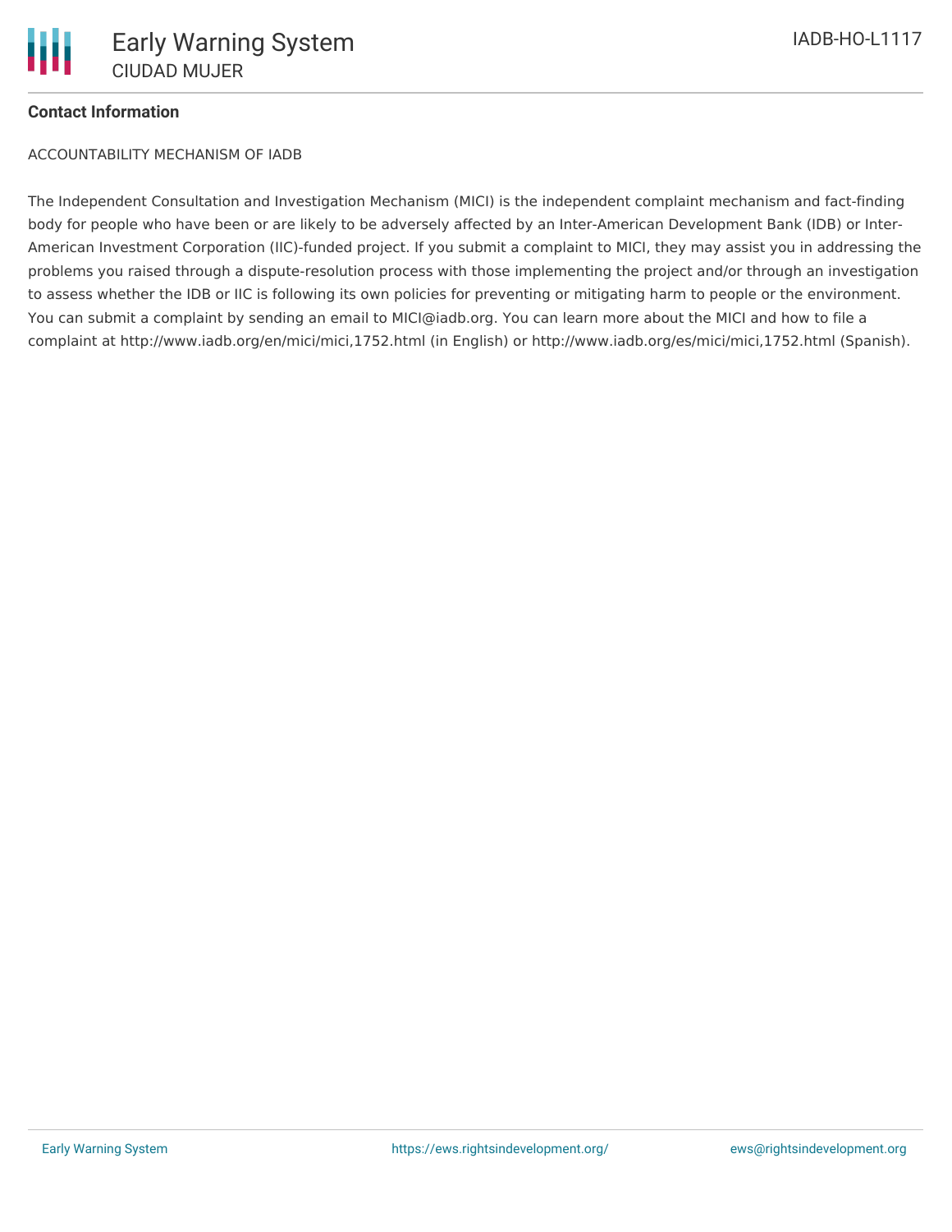**Contact Information**

ACCOUNTABILITY MECHANISM OF IADB

The Independent Consultation and Investigation Mechanism (MICI) is the independent complaint mechanism and fact-finding body for people who have been or are likely to be adversely affected by an Inter-American Development Bank (IDB) or Inter-American Investment Corporation (IIC)-funded project. If you submit a complaint to MICI, they may assist you in addressing the problems you raised through a dispute-resolution process with those implementing the project and/or through an investigation to assess whether the IDB or IIC is following its own policies for preventing or mitigating harm to people or the environment. You can submit a complaint by sending an email to MICI@iadb.org. You can learn more about the MICI and how to file a complaint at http://www.iadb.org/en/mici/mici,1752.html (in English) or http://www.iadb.org/es/mici/mici,1752.html (Spanish).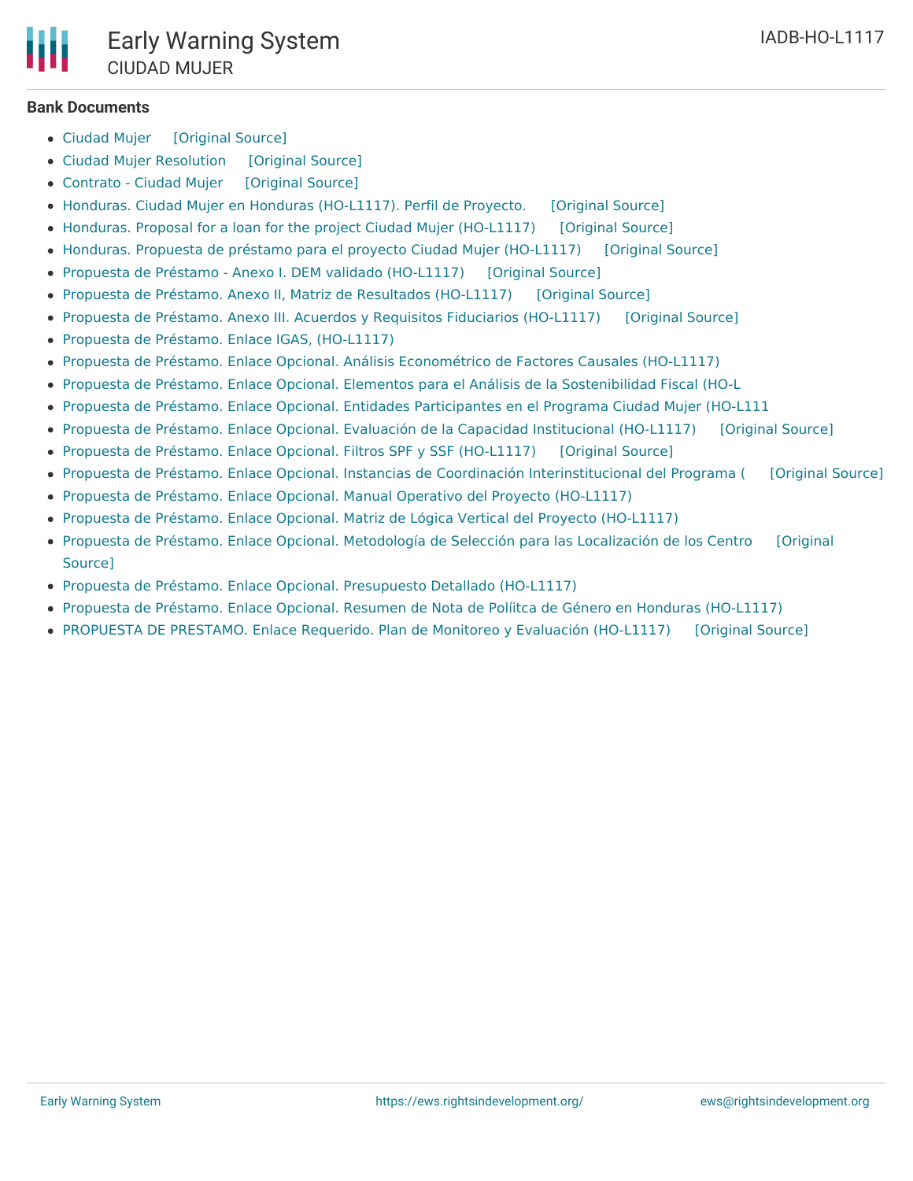**Bank Documents**

- Ciudad Mujer [Original Source]
- Ciudad Mujer Resolution [Original Source]
- Contrato - Ciudad Mujer [Original Source]
- Honduras. Ciudad Mujer en Honduras (HO-L1117). Perfil de Proyecto. [Original Source]
- Honduras. Proposal for a loan for the project Ciudad Mujer (HO-L1117) [Original Source]
- Honduras. Propuesta de préstamo para el proyecto Ciudad Mujer (HO-L1117) [Original Source]
- Propuesta de Préstamo - Anexo I. DEM validado (HO-L1117) [Original Source]
- Propuesta de Préstamo. Anexo II, Matriz de Resultados (HO-L1117) [Original Source]
- Propuesta de Préstamo. Anexo III. Acuerdos y Requisitos Fiduciarios (HO-L1117) [Original Source]
- Propuesta de Préstamo. Enlace IGAS, (HO-L1117)
- Propuesta de Préstamo. Enlace Opcional. Análisis Econométrico de Factores Causales (HO-L1117)
- Propuesta de Préstamo. Enlace Opcional. Elementos para el Análisis de la Sostenibilidad Fiscal (HO-L
- Propuesta de Préstamo. Enlace Opcional. Entidades Participantes en el Programa Ciudad Mujer (HO-L111
- Propuesta de Préstamo. Enlace Opcional. Evaluación de la Capacidad Institucional (HO-L1117) [Original Source]
- Propuesta de Préstamo. Enlace Opcional. Filtros SPF y SSF (HO-L1117) [Original Source]
- Propuesta de Préstamo. Enlace Opcional. Instancias de Coordinación Interinstitucional del Programa ( [Original Source]
- Propuesta de Préstamo. Enlace Opcional. Manual Operativo del Proyecto (HO-L1117)
- Propuesta de Préstamo. Enlace Opcional. Matriz de Lógica Vertical del Proyecto (HO-L1117)
- Propuesta de Préstamo. Enlace Opcional. Metodología de Selección para las Localización de los Centro [Original Source]
- Propuesta de Préstamo. Enlace Opcional. Presupuesto Detallado (HO-L1117)
- Propuesta de Préstamo. Enlace Opcional. Resumen de Nota de Políitca de Género en Honduras (HO-L1117)
- PROPUESTA DE PRESTAMO. Enlace Requerido. Plan de Monitoreo y Evaluación (HO-L1117) [Original Source]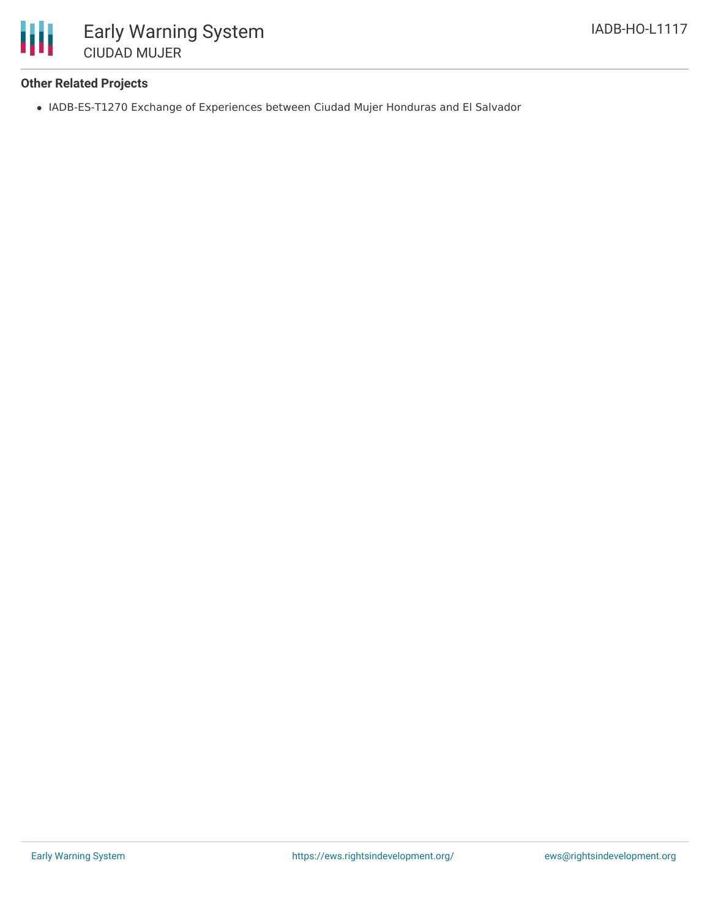**Other Related Projects**

- IADB-ES-T1270 Exchange of Experiences between Ciudad Mujer Honduras and El Salvador